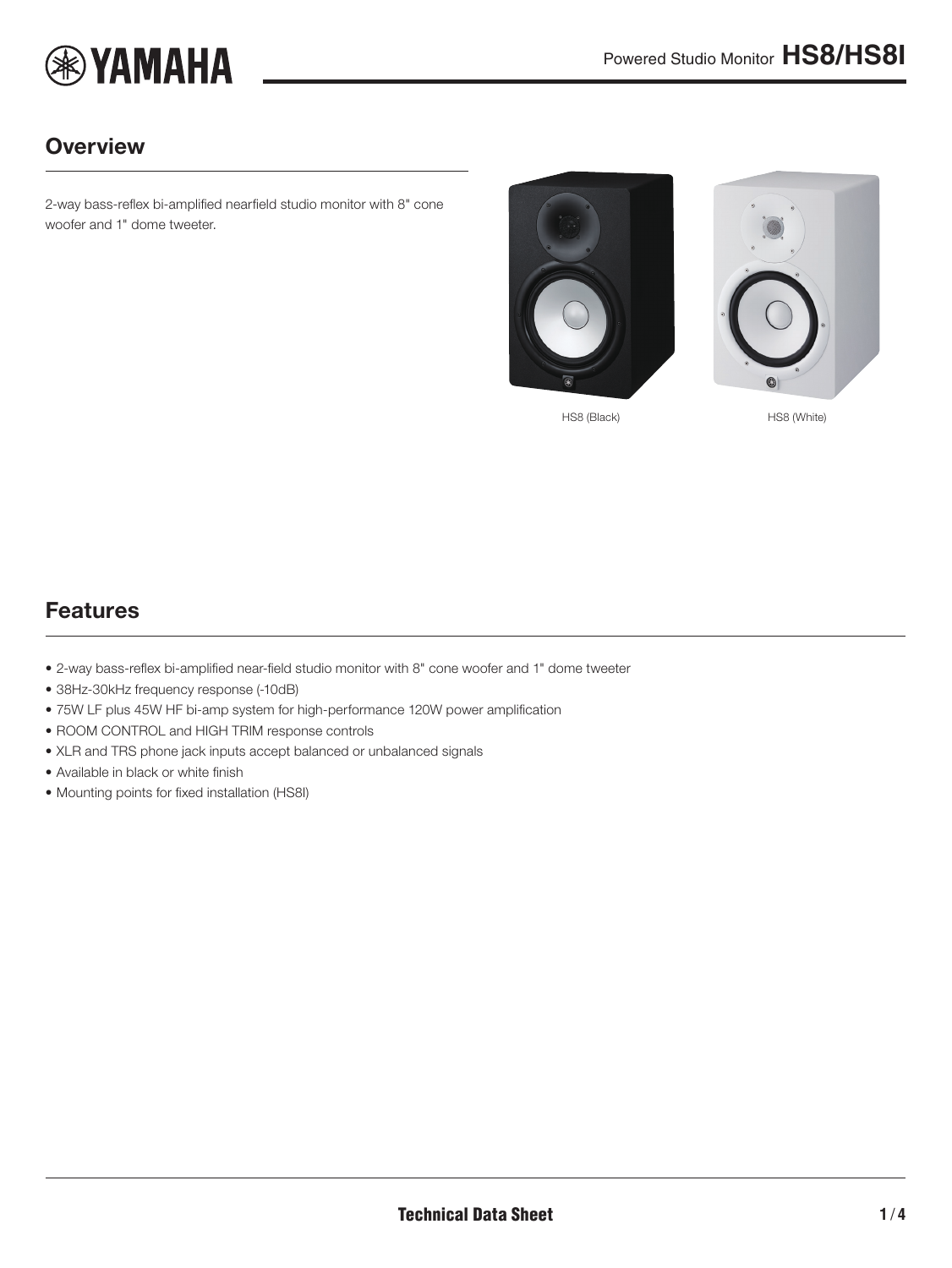# Powered Studio Monitor HS8/HS8I

## Overview

2-way bass-reflex bi-amplified nearfield studio monitor with 8" cone woofer and 1" dome tweeter.

HS8 (Black)

HS8 (White)

## Features

- 2-way bass-reflex bi-amplified near-field studio monitor with 8" cone woofer and 1" dome tweeter
- 38Hz-30kHz frequency response (-10dB)
- 75W LF plus 45W HF bi-amp system for high-performance 120W power amplification
- ROOM CONTROL and HIGH TRIM response controls
- XLR and TRS phone jack inputs accept balanced or unbalanced signals
- Available in black or white finish
- Mounting points for fixed installation (HS8I)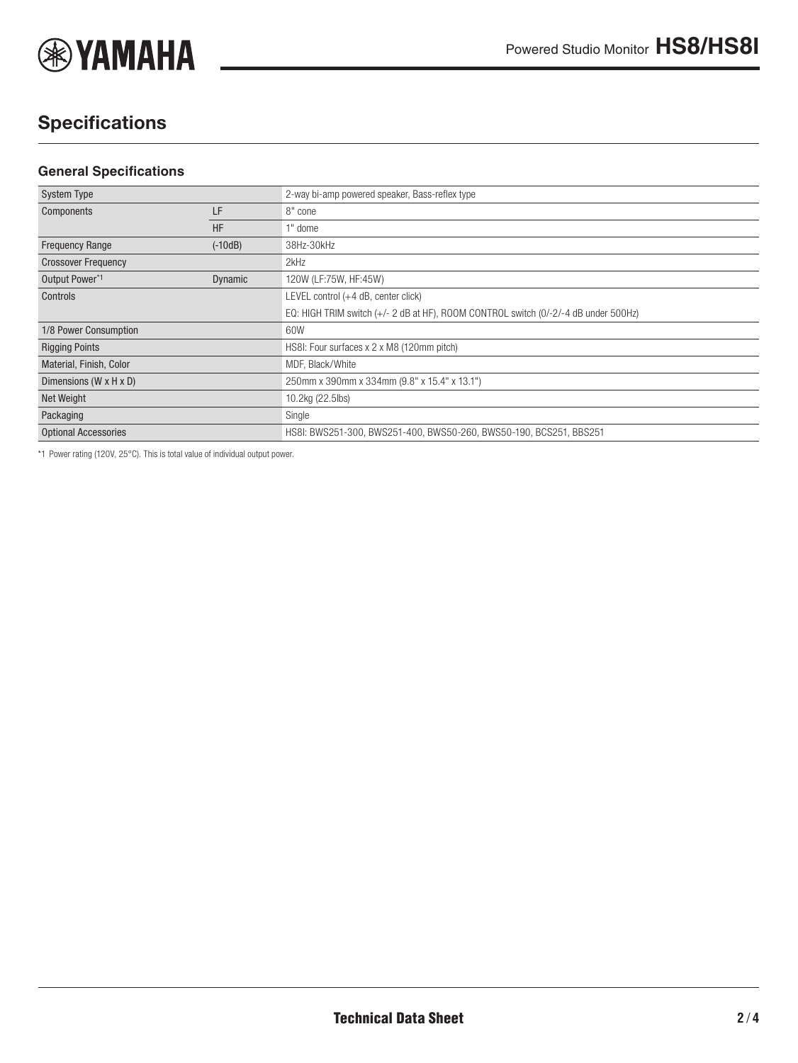## Specifications

### General Specifications

| | | |
|---|---|---|
| System Type | | 2-way bi-amp powered speaker, Bass-reflex type |
| Components | LF | 8" cone |
| | HF | 1" dome |
| Frequency Range | (-10dB) | 38Hz-30kHz |
| Crossover Frequency | | 2kHz |
| Output Power[*1] | Dynamic | 120W (LF:75W, HF:45W) |
| Controls | | LEVEL control (+4 dB, center click) |
| | | EQ: HIGH TRIM switch (+/- 2 dB at HF), ROOM CONTROL switch (0/-2/-4 dB under 500Hz) |
| 1/8 Power Consumption | | 60W |
| Rigging Points | | HS8I: Four surfaces x 2 x M8 (120mm pitch) |
| Material, Finish, Color | | MDF, Black/White |
| Dimensions (W x H x D) | | 250mm x 390mm x 334mm (9.8" x 15.4" x 13.1") |
| Net Weight | | 10.2kg (22.5lbs) |
| Packaging | | Single |
| Optional Accessories | | HS8I: BWS251-300, BWS251-400, BWS50-260, BWS50-190, BCS251, BBS251 |

*1 Power rating (120V, 25°C). This is total value of individual output power.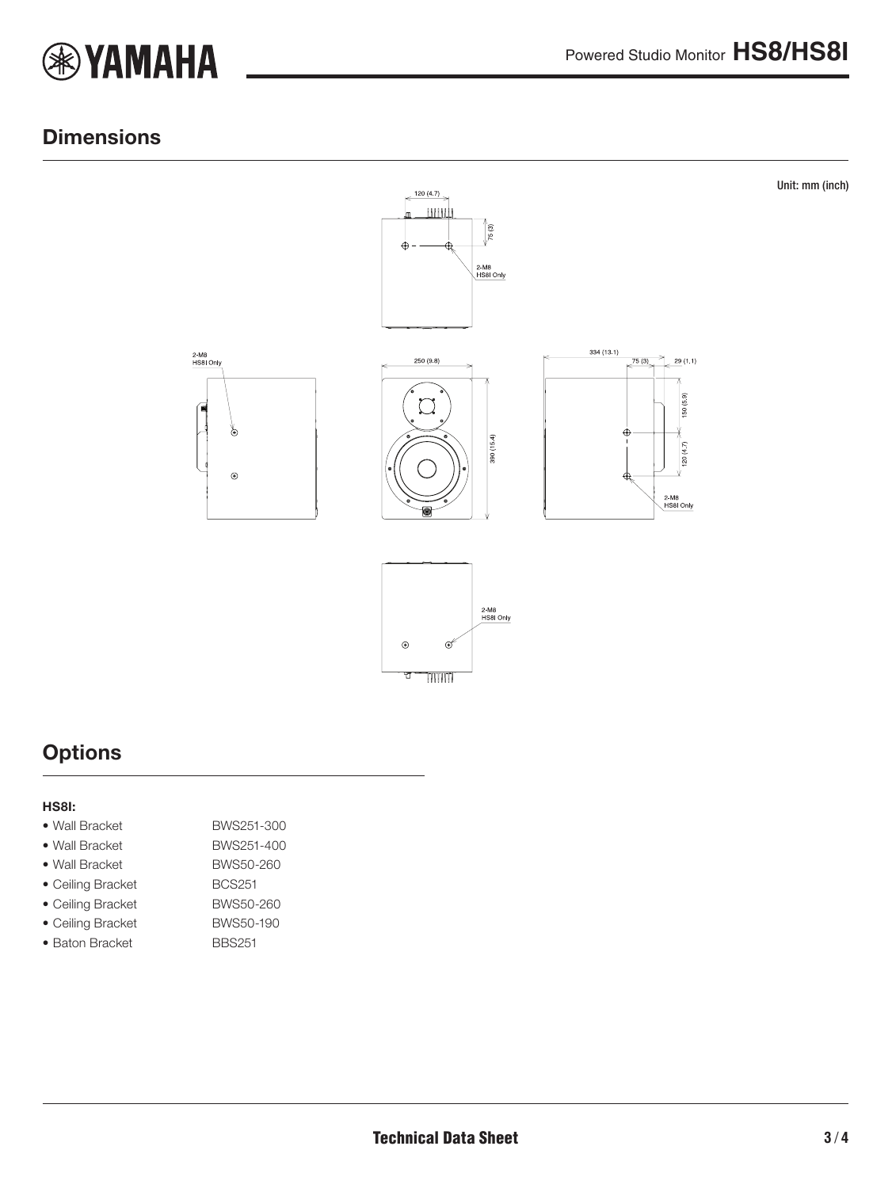## Dimensions

Unit: mm (inch)

## Options

**HS8I:**

- Wall Bracket BWS251-300
- Wall Bracket BWS251-400
- Wall Bracket BWS50-260
- Ceiling Bracket BCS251
- Ceiling Bracket BWS50-260
- Ceiling Bracket BWS50-190
- Baton Bracket BBS251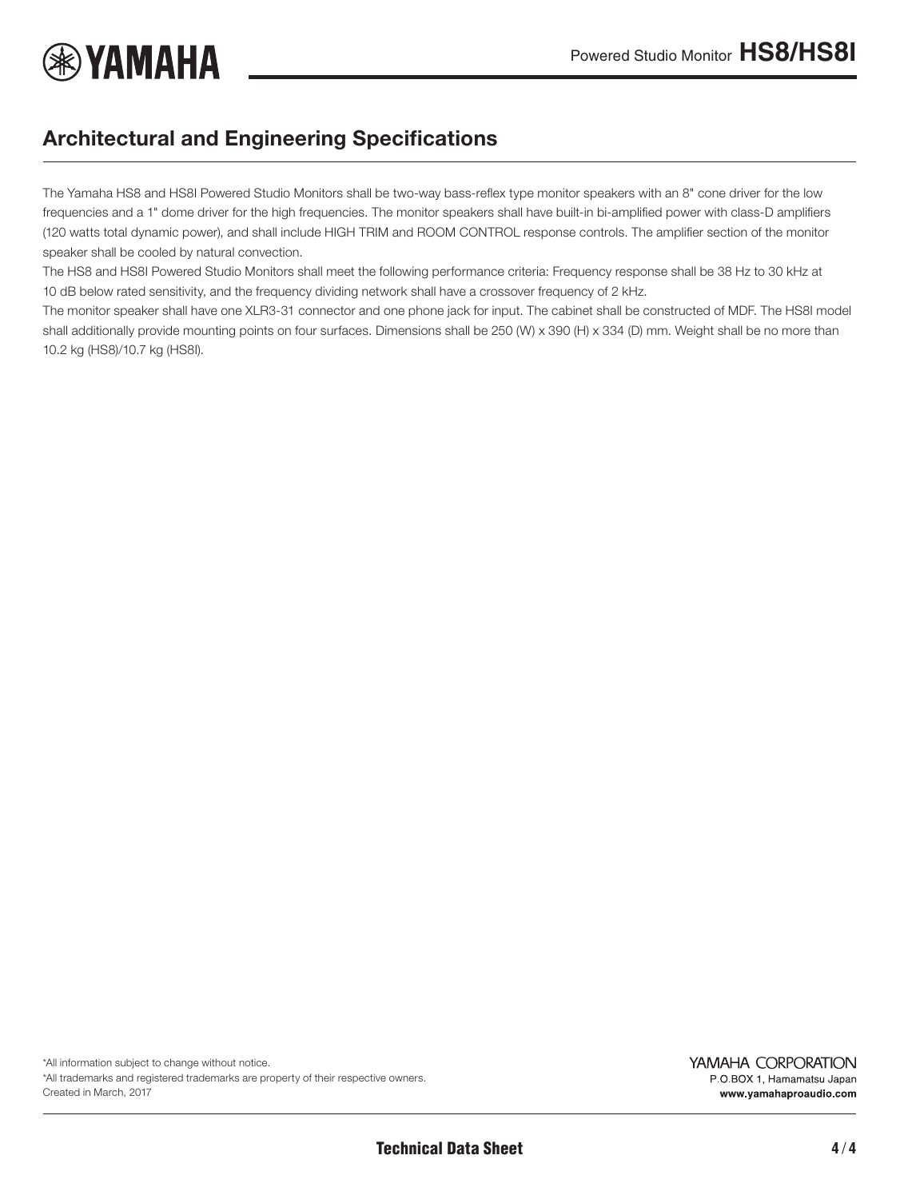## Architectural and Engineering Specifications

The Yamaha HS8 and HS8I Powered Studio Monitors shall be two-way bass-reflex type monitor speakers with an 8" cone driver for the low frequencies and a 1" dome driver for the high frequencies. The monitor speakers shall have built-in bi-amplified power with class-D amplifiers (120 watts total dynamic power), and shall include HIGH TRIM and ROOM CONTROL response controls. The amplifier section of the monitor speaker shall be cooled by natural convection.

The HS8 and HS8I Powered Studio Monitors shall meet the following performance criteria: Frequency response shall be 38 Hz to 30 kHz at 10 dB below rated sensitivity, and the frequency dividing network shall have a crossover frequency of 2 kHz.

The monitor speaker shall have one XLR3-31 connector and one phone jack for input. The cabinet shall be constructed of MDF. The HS8I model shall additionally provide mounting points on four surfaces. Dimensions shall be 250 (W) x 390 (H) x 334 (D) mm. Weight shall be no more than 10.2 kg (HS8)/10.7 kg (HS8I).

*All information subject to change without notice.
*All trademarks and registered trademarks are property of their respective owners.
Created in March, 2017

YAMAHA CORPORATION
P.O.BOX 1, Hamamatsu Japan
**www.yamahaproaudio.com**